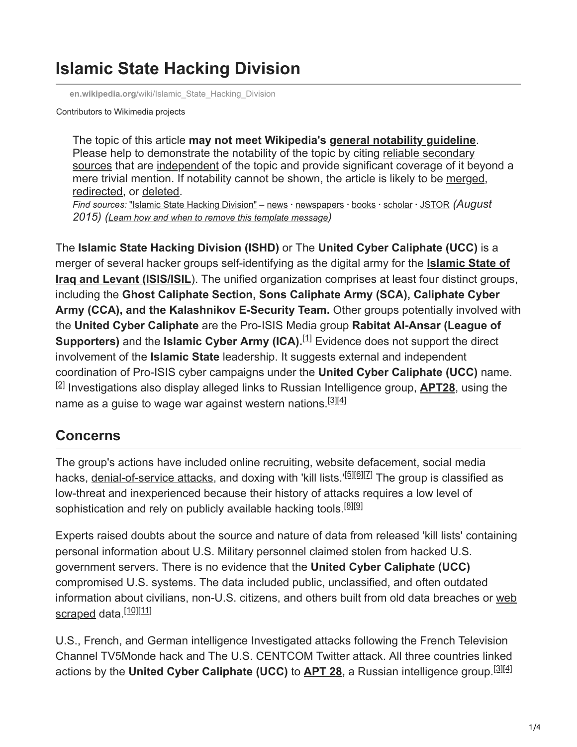# Islamic State Hacking Division

en.wikipedia.org/wiki/Islamic_State_Hacking_Division

Contributors to Wikimedia projects

> The topic of this article **may not meet Wikipedia's general notability guideline**. Please help to demonstrate the notability of the topic by citing reliable secondary sources that are independent of the topic and provide significant coverage of it beyond a mere trivial mention. If notability cannot be shown, the article is likely to be merged, redirected, or deleted.
> *Find sources:* "Islamic State Hacking Division" – news · newspapers · books · scholar · JSTOR *(August 2015) (Learn how and when to remove this template message)*

The **Islamic State Hacking Division (ISHD)** or The **United Cyber Caliphate (UCC)** is a merger of several hacker groups self-identifying as the digital army for the **Islamic State of Iraq and Levant (ISIS/ISIL**). The unified organization comprises at least four distinct groups, including the **Ghost Caliphate Section, Sons Caliphate Army (SCA), Caliphate Cyber Army (CCA), and the Kalashnikov E-Security Team.** Other groups potentially involved with the **United Cyber Caliphate** are the Pro-ISIS Media group **Rabitat Al-Ansar (League of Supporters)** and the **Islamic Cyber Army (ICA).**[1] Evidence does not support the direct involvement of the **Islamic State** leadership. It suggests external and independent coordination of Pro-ISIS cyber campaigns under the **United Cyber Caliphate (UCC)** name.[2] Investigations also display alleged links to Russian Intelligence group, **APT28**, using the name as a guise to wage war against western nations.[3][4]

## Concerns

The group's actions have included online recruiting, website defacement, social media hacks, denial-of-service attacks, and doxing with 'kill lists.'[5][6][7] The group is classified as low-threat and inexperienced because their history of attacks requires a low level of sophistication and rely on publicly available hacking tools.[8][9]

Experts raised doubts about the source and nature of data from released 'kill lists' containing personal information about U.S. Military personnel claimed stolen from hacked U.S. government servers. There is no evidence that the **United Cyber Caliphate (UCC)** compromised U.S. systems. The data included public, unclassified, and often outdated information about civilians, non-U.S. citizens, and others built from old data breaches or web scraped data.[10][11]

U.S., French, and German intelligence Investigated attacks following the French Television Channel TV5Monde hack and The U.S. CENTCOM Twitter attack. All three countries linked actions by the **United Cyber Caliphate (UCC)** to **APT 28,** a Russian intelligence group.[3][4]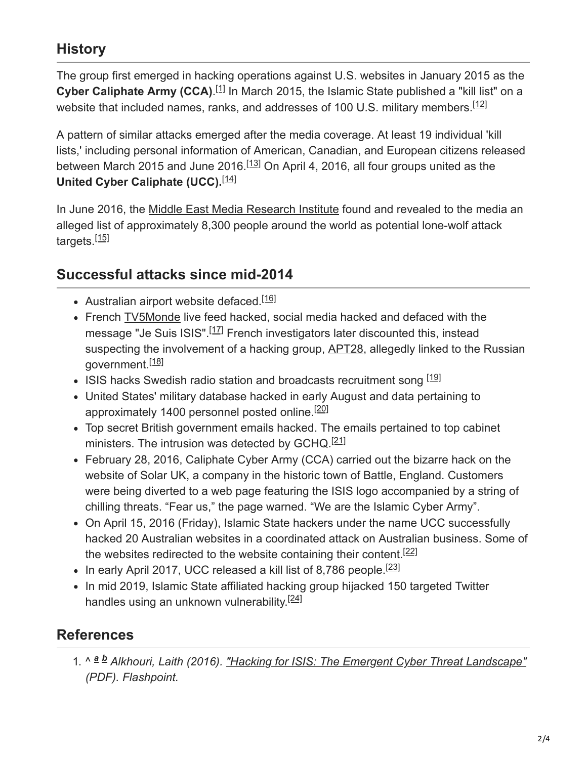## History

The group first emerged in hacking operations against U.S. websites in January 2015 as the **Cyber Caliphate Army (CCA)**.[1] In March 2015, the Islamic State published a "kill list" on a website that included names, ranks, and addresses of 100 U.S. military members.[12]

A pattern of similar attacks emerged after the media coverage. At least 19 individual 'kill lists,' including personal information of American, Canadian, and European citizens released between March 2015 and June 2016.[13] On April 4, 2016, all four groups united as the **United Cyber Caliphate (UCC).**[14]

In June 2016, the Middle East Media Research Institute found and revealed to the media an alleged list of approximately 8,300 people around the world as potential lone-wolf attack targets.[15]

## Successful attacks since mid-2014

- Australian airport website defaced.[16]
- French TV5Monde live feed hacked, social media hacked and defaced with the message "Je Suis ISIS".[17] French investigators later discounted this, instead suspecting the involvement of a hacking group, APT28, allegedly linked to the Russian government.[18]
- ISIS hacks Swedish radio station and broadcasts recruitment song [19]
- United States' military database hacked in early August and data pertaining to approximately 1400 personnel posted online.[20]
- Top secret British government emails hacked. The emails pertained to top cabinet ministers. The intrusion was detected by GCHQ.[21]
- February 28, 2016, Caliphate Cyber Army (CCA) carried out the bizarre hack on the website of Solar UK, a company in the historic town of Battle, England. Customers were being diverted to a web page featuring the ISIS logo accompanied by a string of chilling threats. "Fear us," the page warned. "We are the Islamic Cyber Army".
- On April 15, 2016 (Friday), Islamic State hackers under the name UCC successfully hacked 20 Australian websites in a coordinated attack on Australian business. Some of the websites redirected to the website containing their content.[22]
- In early April 2017, UCC released a kill list of 8,786 people.[23]
- In mid 2019, Islamic State affiliated hacking group hijacked 150 targeted Twitter handles using an unknown vulnerability.[24]

## References

1. ^ *a* *b* *Alkhouri, Laith (2016). "Hacking for ISIS: The Emergent Cyber Threat Landscape" (PDF). Flashpoint.*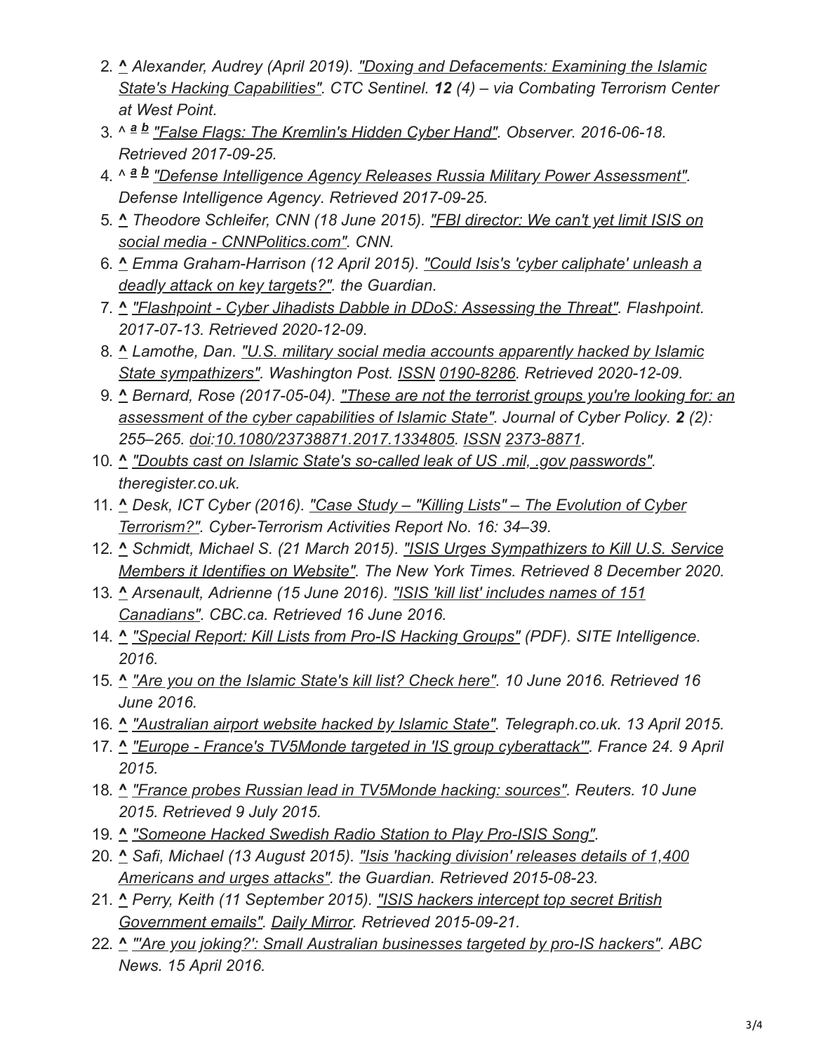2. ^ *Alexander, Audrey (April 2019). "Doxing and Defacements: Examining the Islamic State's Hacking Capabilities". CTC Sentinel. **12** (4) – via Combating Terrorism Center at West Point.*
3. ^ *a b "False Flags: The Kremlin's Hidden Cyber Hand". Observer. 2016-06-18. Retrieved 2017-09-25.*
4. ^ *a b "Defense Intelligence Agency Releases Russia Military Power Assessment". Defense Intelligence Agency. Retrieved 2017-09-25.*
5. ^ *Theodore Schleifer, CNN (18 June 2015). "FBI director: We can't yet limit ISIS on social media - CNNPolitics.com". CNN.*
6. ^ *Emma Graham-Harrison (12 April 2015). "Could Isis's 'cyber caliphate' unleash a deadly attack on key targets?". the Guardian.*
7. ^ *"Flashpoint - Cyber Jihadists Dabble in DDoS: Assessing the Threat". Flashpoint. 2017-07-13. Retrieved 2020-12-09.*
8. ^ *Lamothe, Dan. "U.S. military social media accounts apparently hacked by Islamic State sympathizers". Washington Post. ISSN 0190-8286. Retrieved 2020-12-09.*
9. ^ *Bernard, Rose (2017-05-04). "These are not the terrorist groups you're looking for: an assessment of the cyber capabilities of Islamic State". Journal of Cyber Policy. **2** (2): 255–265. doi:10.1080/23738871.2017.1334805. ISSN 2373-8871.*
10. ^ *"Doubts cast on Islamic State's so-called leak of US .mil, .gov passwords". theregister.co.uk.*
11. ^ *Desk, ICT Cyber (2016). "Case Study – "Killing Lists" – The Evolution of Cyber Terrorism?". Cyber-Terrorism Activities Report No. 16: 34–39.*
12. ^ *Schmidt, Michael S. (21 March 2015). "ISIS Urges Sympathizers to Kill U.S. Service Members it Identifies on Website". The New York Times. Retrieved 8 December 2020.*
13. ^ *Arsenault, Adrienne (15 June 2016). "ISIS 'kill list' includes names of 151 Canadians". CBC.ca. Retrieved 16 June 2016.*
14. ^ *"Special Report: Kill Lists from Pro-IS Hacking Groups" (PDF). SITE Intelligence. 2016.*
15. ^ *"Are you on the Islamic State's kill list? Check here". 10 June 2016. Retrieved 16 June 2016.*
16. ^ *"Australian airport website hacked by Islamic State". Telegraph.co.uk. 13 April 2015.*
17. ^ *"Europe - France's TV5Monde targeted in 'IS group cyberattack'". France 24. 9 April 2015.*
18. ^ *"France probes Russian lead in TV5Monde hacking: sources". Reuters. 10 June 2015. Retrieved 9 July 2015.*
19. ^ *"Someone Hacked Swedish Radio Station to Play Pro-ISIS Song".*
20. ^ *Safi, Michael (13 August 2015). "Isis 'hacking division' releases details of 1,400 Americans and urges attacks". the Guardian. Retrieved 2015-08-23.*
21. ^ *Perry, Keith (11 September 2015). "ISIS hackers intercept top secret British Government emails". Daily Mirror. Retrieved 2015-09-21.*
22. ^ *"'Are you joking?': Small Australian businesses targeted by pro-IS hackers". ABC News. 15 April 2016.*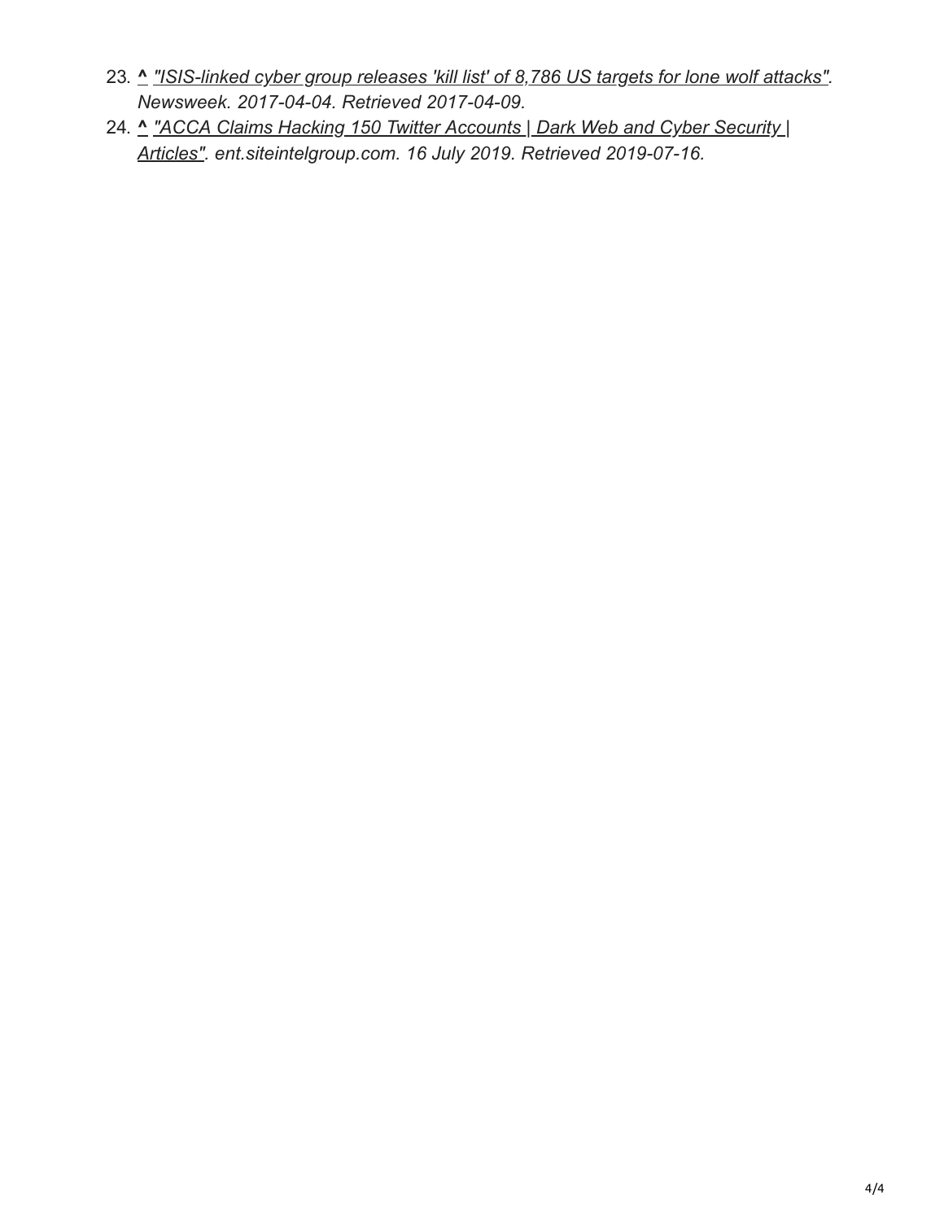23. **^** *"ISIS-linked cyber group releases 'kill list' of 8,786 US targets for lone wolf attacks". Newsweek. 2017-04-04. Retrieved 2017-04-09.*
24. **^** *"ACCA Claims Hacking 150 Twitter Accounts | Dark Web and Cyber Security | Articles". ent.siteintelgroup.com. 16 July 2019. Retrieved 2019-07-16.*